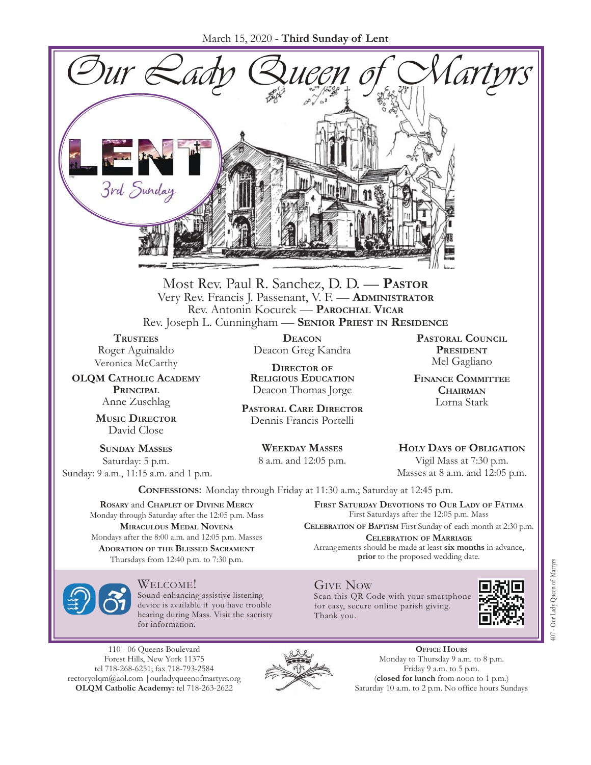March 15, 2020 - **Third Sunday of Lent**

# Our Lady Queen of Martyrs

LENT
3rd Sunday

Most Rev. Paul R. Sanchez, D. D. — **Pastor**
Very Rev. Francis J. Passenant, V. F. — **Administrator**
Rev. Antonin Kocurek — **Parochial Vicar**
Rev. Joseph L. Cunningham — **Senior Priest in Residence**

**Trustees**
Roger Aguinaldo
Veronica McCarthy

**OLQM Catholic Academy Principal**
Anne Zuschlag

**Music Director**
David Close

**Deacon**
Deacon Greg Kandra

**Director of Religious Education**
Deacon Thomas Jorge

**Pastoral Care Director**
Dennis Francis Portelli

**Pastoral Council President**
Mel Gagliano

**Finance Committee Chairman**
Lorna Stark

**Sunday Masses**
Saturday: 5 p.m.
Sunday: 9 a.m., 11:15 a.m. and 1 p.m.

**Weekday Masses**
8 a.m. and 12:05 p.m.

**Holy Days of Obligation**
Vigil Mass at 7:30 p.m.
Masses at 8 a.m. and 12:05 p.m.

**Confessions:** Monday through Friday at 11:30 a.m.; Saturday at 12:45 p.m.

**Rosary** and **Chaplet of Divine Mercy**
Monday through Saturday after the 12:05 p.m. Mass

**Miraculous Medal Novena**
Mondays after the 8:00 a.m. and 12:05 p.m. Masses

**Adoration of the Blessed Sacrament**
Thursdays from 12:40 p.m. to 7:30 p.m.

**First Saturday Devotions to Our Lady of Fátima**
First Saturdays after the 12:05 p.m. Mass

**Celebration of Baptism** First Sunday of each month at 2:30 p.m.

**Celebration of Marriage**
Arrangements should be made at least **six months** in advance, **prior** to the proposed wedding date.

## Welcome!

Sound-enhancing assistive listening device is available if you have trouble hearing during Mass. Visit the sacristy for information.

## Give Now

Scan this QR Code with your smartphone for easy, secure online parish giving. Thank you.

110 - 06 Queens Boulevard
Forest Hills, New York 11375
tel 718-268-6251; fax 718-793-2584
rectoryolqm@aol.com | ourladyqueenofmartyrs.org
**OLQM Catholic Academy:** tel 718-263-2622

**Office Hours**
Monday to Thursday 9 a.m. to 8 p.m.
Friday 9 a.m. to 5 p.m.
(**closed for lunch** from noon to 1 p.m.)
Saturday 10 a.m. to 2 p.m. No office hours Sundays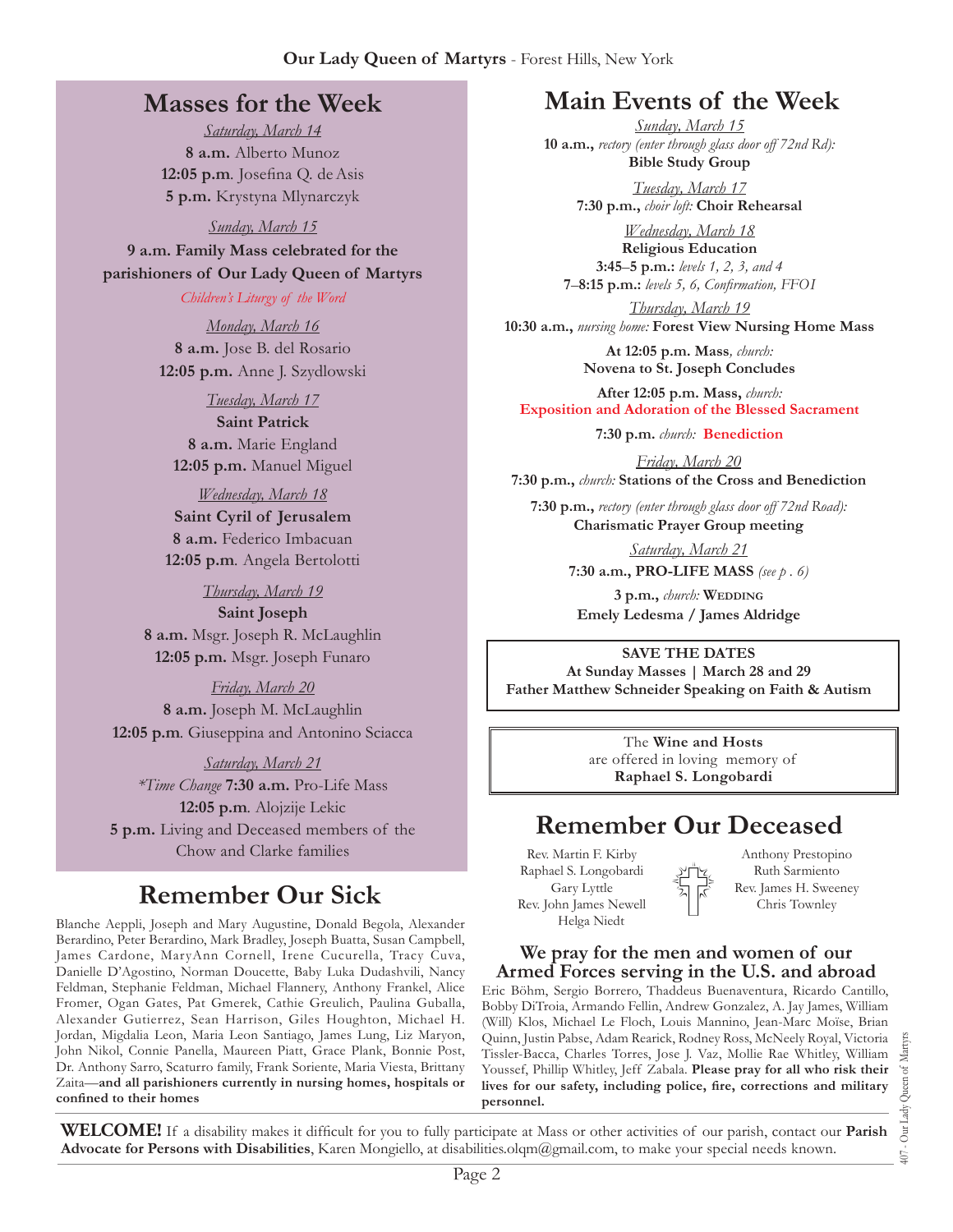## Masses for the Week

*Saturday, March 14*

**8 a.m.** Alberto Munoz
**12:05 p.m**. Josefina Q. de Asis
**5 p.m.** Krystyna Mlynarczyk

*Sunday, March 15*

**9 a.m. Family Mass celebrated for the parishioners of Our Lady Queen of Martyrs**

*Children's Liturgy of the Word*

*Monday, March 16*

**8 a.m.** Jose B. del Rosario
**12:05 p.m.** Anne J. Szydlowski

*Tuesday, March 17*

**Saint Patrick**
**8 a.m.** Marie England
**12:05 p.m.** Manuel Miguel

*Wednesday, March 18*

**Saint Cyril of Jerusalem**
**8 a.m.** Federico Imbacuan
**12:05 p.m**. Angela Bertolotti

*Thursday, March 19*

**Saint Joseph**
**8 a.m.** Msgr. Joseph R. McLaughlin
**12:05 p.m.** Msgr. Joseph Funaro

*Friday, March 20*

**8 a.m.** Joseph M. McLaughlin
**12:05 p.m**. Giuseppina and Antonino Sciacca

*Saturday, March 21*

*\*Time Change* **7:30 a.m.** Pro-Life Mass
**12:05 p.m**. Alojzije Lekic
**5 p.m.** Living and Deceased members of the Chow and Clarke families

## Remember Our Sick

Blanche Aeppli, Joseph and Mary Augustine, Donald Begola, Alexander Berardino, Peter Berardino, Mark Bradley, Joseph Buatta, Susan Campbell, James Cardone, MaryAnn Cornell, Irene Cucurella, Tracy Cuva, Danielle D'Agostino, Norman Doucette, Baby Luka Dudashvili, Nancy Feldman, Stephanie Feldman, Michael Flannery, Anthony Frankel, Alice Fromer, Ogan Gates, Pat Gmerek, Cathie Greulich, Paulina Guballa, Alexander Gutierrez, Sean Harrison, Giles Houghton, Michael H. Jordan, Migdalia Leon, Maria Leon Santiago, James Lung, Liz Maryon, John Nikol, Connie Panella, Maureen Piatt, Grace Plank, Bonnie Post, Dr. Anthony Sarro, Scaturro family, Frank Soriente, Maria Viesta, Brittany Zaita—**and all parishioners currently in nursing homes, hospitals or confined to their homes**

## Main Events of the Week

*Sunday, March 15*

**10 a.m.,** *rectory (enter through glass door off 72nd Rd):* **Bible Study Group**

*Tuesday, March 17*

**7:30 p.m.,** *choir loft:* **Choir Rehearsal**

*Wednesday, March 18*

**Religious Education**
**3:45–5 p.m.:** *levels 1, 2, 3, and 4*
**7–8:15 p.m.:** *levels 5, 6, Confirmation, FFOI*

*Thursday, March 19*

**10:30 a.m.,** *nursing home:* **Forest View Nursing Home Mass**

**At 12:05 p.m. Mass**, *church:* **Novena to St. Joseph Concludes**

**After 12:05 p.m. Mass,** *church:* **Exposition and Adoration of the Blessed Sacrament**

**7:30 p.m.** *church:* **Benediction**

*Friday, March 20*

**7:30 p.m.,** *church:* **Stations of the Cross and Benediction**

**7:30 p.m.,** *rectory (enter through glass door off 72nd Road):* **Charismatic Prayer Group meeting**

*Saturday, March 21*

**7:30 a.m., PRO-LIFE MASS** *(see p . 6)*

**3 p.m.,** *church:* **Wedding**
**Emely Ledesma / James Aldridge**

**SAVE THE DATES**
**At Sunday Masses | March 28 and 29**
**Father Matthew Schneider Speaking on Faith & Autism**

The **Wine and Hosts** are offered in loving memory of **Raphael S. Longobardi**

## Remember Our Deceased

Rev. Martin F. Kirby
Raphael S. Longobardi
Gary Lyttle
Rev. John James Newell
Helga Niedt
Anthony Prestopino
Ruth Sarmiento
Rev. James H. Sweeney
Chris Townley

### We pray for the men and women of our Armed Forces serving in the U.S. and abroad

Eric Böhm, Sergio Borrero, Thaddeus Buenaventura, Ricardo Cantillo, Bobby DiTroia, Armando Fellin, Andrew Gonzalez, A. Jay James, William (Will) Klos, Michael Le Floch, Louis Mannino, Jean-Marc Moïse, Brian Quinn, Justin Pabse, Adam Rearick, Rodney Ross, McNeely Royal, Victoria Tissler-Bacca, Charles Torres, Jose J. Vaz, Mollie Rae Whitley, William Youssef, Phillip Whitley, Jeff Zabala. **Please pray for all who risk their lives for our safety, including police, fire, corrections and military personnel.**

**WELCOME!** If a disability makes it difficult for you to fully participate at Mass or other activities of our parish, contact our **Parish Advocate for Persons with Disabilities**, Karen Mongiello, at disabilities.olqm@gmail.com, to make your special needs known.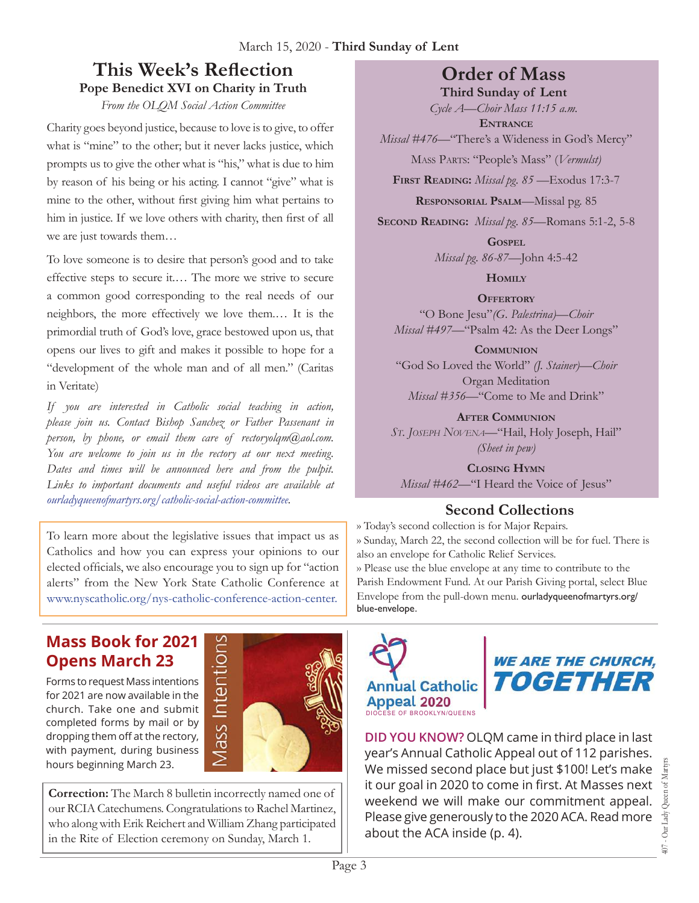March 15, 2020 - **Third Sunday of Lent**

# This Week's Reflection

### Pope Benedict XVI on Charity in Truth

*From the OLQM Social Action Committee*

Charity goes beyond justice, because to love is to give, to offer what is "mine" to the other; but it never lacks justice, which prompts us to give the other what is "his," what is due to him by reason of his being or his acting. I cannot "give" what is mine to the other, without first giving him what pertains to him in justice. If we love others with charity, then first of all we are just towards them…

To love someone is to desire that person's good and to take effective steps to secure it.… The more we strive to secure a common good corresponding to the real needs of our neighbors, the more effectively we love them.… It is the primordial truth of God's love, grace bestowed upon us, that opens our lives to gift and makes it possible to hope for a "development of the whole man and of all men." (Caritas in Veritate)

*If you are interested in Catholic social teaching in action, please join us. Contact Bishop Sanchez or Father Passenant in person, by phone, or email them care of rectoryolqm@aol.com. You are welcome to join us in the rectory at our next meeting. Dates and times will be announced here and from the pulpit. Links to important documents and useful videos are available at ourladyqueenofmartyrs.org/catholic-social-action-committee.*

To learn more about the legislative issues that impact us as Catholics and how you can express your opinions to our elected officials, we also encourage you to sign up for "action alerts" from the New York State Catholic Conference at www.nyscatholic.org/nys-catholic-conference-action-center.

# Order of Mass

### Third Sunday of Lent

*Cycle A—Choir Mass 11:15 a.m.*

**Entrance**
*Missal #476*—"There's a Wideness in God's Mercy"

Mass Parts: "People's Mass" (*Vermulst*)

**First Reading:** *Missal pg. 85* —Exodus 17:3-7

**Responsorial Psalm**—Missal pg. 85

**Second Reading:** *Missal pg. 85*—Romans 5:1-2, 5-8

**Gospel**
*Missal pg. 86-87*—John 4:5-42

**Homily**

**Offertory**
"O Bone Jesu" *(G. Palestrina)—Choir*
*Missal #497*—"Psalm 42: As the Deer Longs"

**Communion**
"God So Loved the World" *(J. Stainer)—Choir*
Organ Meditation
*Missal #356*—"Come to Me and Drink"

**After Communion**
*St. Joseph Novena*—"Hail, Holy Joseph, Hail"
*(Sheet in pew)*

**Closing Hymn**
*Missal #462*—"I Heard the Voice of Jesus"

## Second Collections

» Today's second collection is for Major Repairs.
» Sunday, March 22, the second collection will be for fuel. There is also an envelope for Catholic Relief Services.
» Please use the blue envelope at any time to contribute to the Parish Endowment Fund. At our Parish Giving portal, select Blue Envelope from the pull-down menu. ourladyqueenofmartyrs.org/blue-envelope.

## Mass Book for 2021 Opens March 23

Forms to request Mass intentions for 2021 are now available in the church. Take one and submit completed forms by mail or by dropping them off at the rectory, with payment, during business hours beginning March 23.

Mass Intentions

**Correction:** The March 8 bulletin incorrectly named one of our RCIA Catechumens. Congratulations to Rachel Martinez, who along with Erik Reichert and William Zhang participated in the Rite of Election ceremony on Sunday, March 1.

Annual Catholic Appeal 2020
DIOCESE OF BROOKLYN/QUEENS

**WE ARE THE CHURCH, TOGETHER**

**DID YOU KNOW?** OLQM came in third place in last year's Annual Catholic Appeal out of 112 parishes. We missed second place but just $100! Let's make it our goal in 2020 to come in first. At Masses next weekend we will make our commitment appeal. Please give generously to the 2020 ACA. Read more about the ACA inside (p. 4).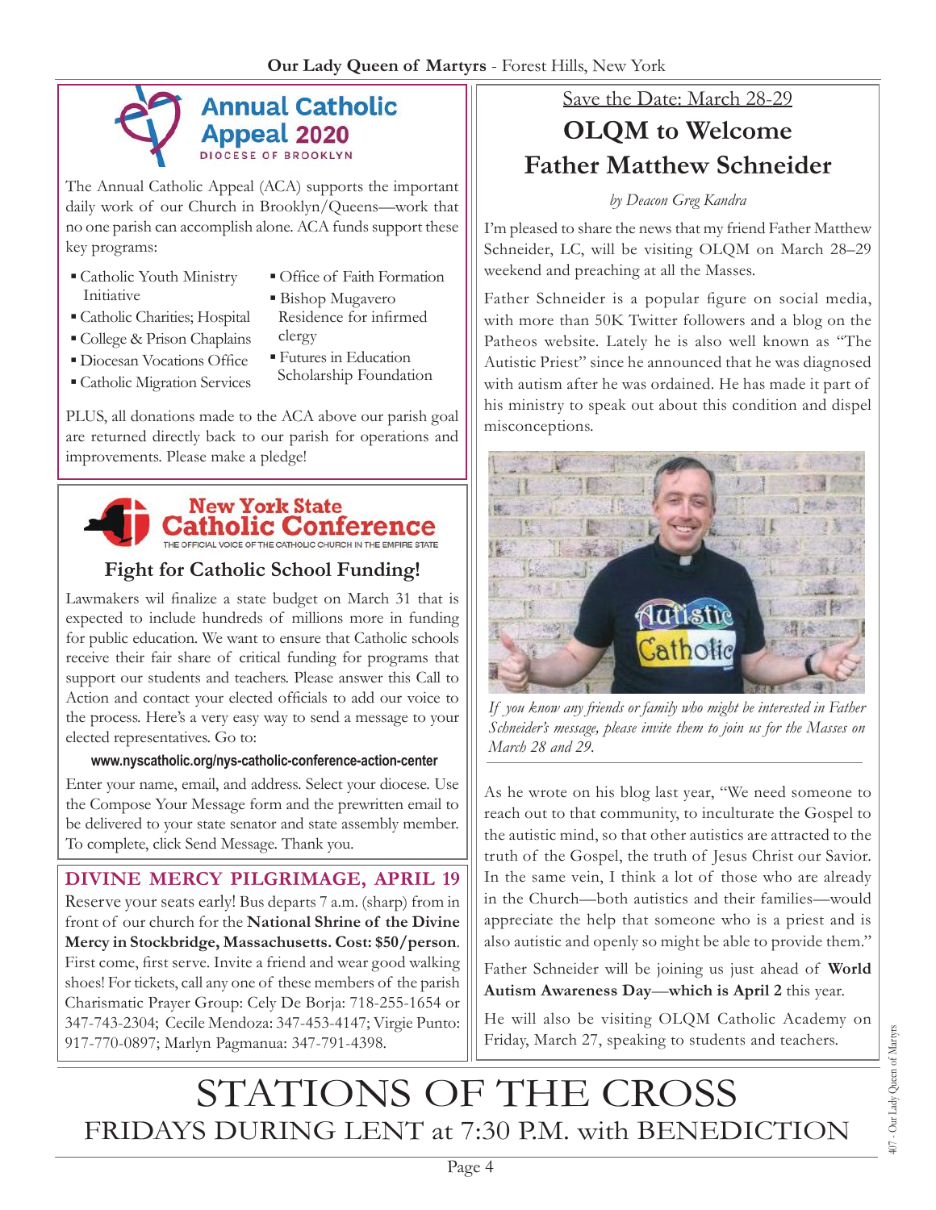## Annual Catholic Appeal 2020

DIOCESE OF BROOKLYN

The Annual Catholic Appeal (ACA) supports the important daily work of our Church in Brooklyn/Queens—work that no one parish can accomplish alone. ACA funds support these key programs:

- Catholic Youth Ministry Initiative
- Catholic Charities; Hospital
- College & Prison Chaplains
- Diocesan Vocations Office
- Catholic Migration Services
- Office of Faith Formation
- Bishop Mugavero Residence for infirmed clergy
- Futures in Education Scholarship Foundation

PLUS, all donations made to the ACA above our parish goal are returned directly back to our parish for operations and improvements. Please make a pledge!

## New York State Catholic Conference

THE OFFICIAL VOICE OF THE CATHOLIC CHURCH IN THE EMPIRE STATE

### Fight for Catholic School Funding!

Lawmakers wil finalize a state budget on March 31 that is expected to include hundreds of millions more in funding for public education. We want to ensure that Catholic schools receive their fair share of critical funding for programs that support our students and teachers. Please answer this Call to Action and contact your elected officials to add our voice to the process. Here's a very easy way to send a message to your elected representatives. Go to:

**www.nyscatholic.org/nys-catholic-conference-action-center**

Enter your name, email, and address. Select your diocese. Use the Compose Your Message form and the prewritten email to be delivered to your state senator and state assembly member. To complete, click Send Message. Thank you.

### DIVINE MERCY PILGRIMAGE, APRIL 19

Reserve your seats early! Bus departs 7 a.m. (sharp) from in front of our church for the **National Shrine of the Divine Mercy in Stockbridge, Massachusetts. Cost: $50/person**. First come, first serve. Invite a friend and wear good walking shoes! For tickets, call any one of these members of the parish Charismatic Prayer Group: Cely De Borja: 718-255-1654 or 347-743-2304; Cecile Mendoza: 347-453-4147; Virgie Punto: 917-770-0897; Marlyn Pagmanua: 347-791-4398.

Save the Date: March 28-29

## OLQM to Welcome Father Matthew Schneider

*by Deacon Greg Kandra*

I'm pleased to share the news that my friend Father Matthew Schneider, LC, will be visiting OLQM on March 28–29 weekend and preaching at all the Masses.

Father Schneider is a popular figure on social media, with more than 50K Twitter followers and a blog on the Patheos website. Lately he is also well known as "The Autistic Priest" since he announced that he was diagnosed with autism after he was ordained. He has made it part of his ministry to speak out about this condition and dispel misconceptions.

*If you know any friends or family who might be interested in Father Schneider's message, please invite them to join us for the Masses on March 28 and 29.*

As he wrote on his blog last year, "We need someone to reach out to that community, to inculturate the Gospel to the autistic mind, so that other autistics are attracted to the truth of the Gospel, the truth of Jesus Christ our Savior. In the same vein, I think a lot of those who are already in the Church—both autistics and their families—would appreciate the help that someone who is a priest and is also autistic and openly so might be able to provide them."

Father Schneider will be joining us just ahead of **World Autism Awareness Day—which is April 2** this year.

He will also be visiting OLQM Catholic Academy on Friday, March 27, speaking to students and teachers.

# STATIONS OF THE CROSS

FRIDAYS DURING LENT at 7:30 P.M. with BENEDICTION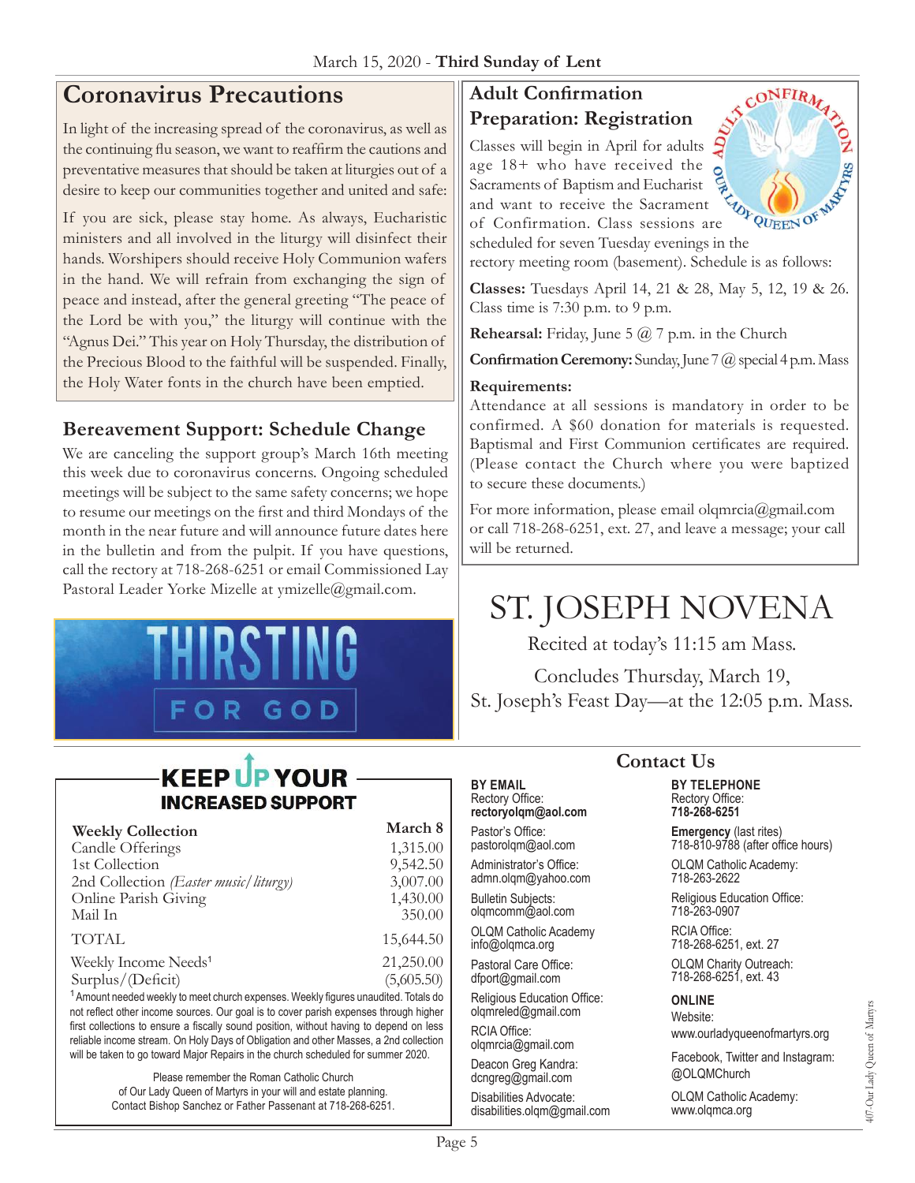## Coronavirus Precautions

In light of the increasing spread of the coronavirus, as well as the continuing flu season, we want to reaffirm the cautions and preventative measures that should be taken at liturgies out of a desire to keep our communities together and united and safe:

If you are sick, please stay home. As always, Eucharistic ministers and all involved in the liturgy will disinfect their hands. Worshipers should receive Holy Communion wafers in the hand. We will refrain from exchanging the sign of peace and instead, after the general greeting "The peace of the Lord be with you," the liturgy will continue with the "Agnus Dei." This year on Holy Thursday, the distribution of the Precious Blood to the faithful will be suspended. Finally, the Holy Water fonts in the church have been emptied.

### Bereavement Support: Schedule Change

We are canceling the support group's March 16th meeting this week due to coronavirus concerns. Ongoing scheduled meetings will be subject to the same safety concerns; we hope to resume our meetings on the first and third Mondays of the month in the near future and will announce future dates here in the bulletin and from the pulpit. If you have questions, call the rectory at 718-268-6251 or email Commissioned Lay Pastoral Leader Yorke Mizelle at ymizelle@gmail.com.

THIRSTING FOR GOD

### Adult Confirmation Preparation: Registration

Classes will begin in April for adults age 18+ who have received the Sacraments of Baptism and Eucharist and want to receive the Sacrament of Confirmation. Class sessions are scheduled for seven Tuesday evenings in the rectory meeting room (basement). Schedule is as follows:

**Classes:** Tuesdays April 14, 21 & 28, May 5, 12, 19 & 26. Class time is 7:30 p.m. to 9 p.m.

**Rehearsal:** Friday, June 5 @ 7 p.m. in the Church

**Confirmation Ceremony:** Sunday, June 7 @ special 4 p.m. Mass

**Requirements:**

Attendance at all sessions is mandatory in order to be confirmed. A $60 donation for materials is requested. Baptismal and First Communion certificates are required. (Please contact the Church where you were baptized to secure these documents.)

For more information, please email olqmrcia@gmail.com or call 718-268-6251, ext. 27, and leave a message; your call will be returned.

# ST. JOSEPH NOVENA

Recited at today's 11:15 am Mass.

Concludes Thursday, March 19, St. Joseph's Feast Day—at the 12:05 p.m. Mass.

## KEEP UP YOUR INCREASED SUPPORT

| Weekly Collection | March 8 |
|---|---|
| Candle Offerings | 1,315.00 |
| 1st Collection | 9,542.50 |
| 2nd Collection *(Easter music/liturgy)* | 3,007.00 |
| Online Parish Giving | 1,430.00 |
| Mail In | 350.00 |
| TOTAL | 15,644.50 |
| Weekly Income Needs[1] | 21,250.00 |
| Surplus/(Deficit) | (5,605.50) |

[1] Amount needed weekly to meet church expenses. Weekly figures unaudited. Totals do not reflect other income sources. Our goal is to cover parish expenses through higher first collections to ensure a fiscally sound position, without having to depend on less reliable income stream. On Holy Days of Obligation and other Masses, a 2nd collection will be taken to go toward Major Repairs in the church scheduled for summer 2020.

Please remember the Roman Catholic Church of Our Lady Queen of Martyrs in your will and estate planning. Contact Bishop Sanchez or Father Passenant at 718-268-6251.

## Contact Us

**BY EMAIL**

Rectory Office:
**rectoryolqm@aol.com**

Pastor's Office:
pastorolqm@aol.com

Administrator's Office:
admn.olqm@yahoo.com

Bulletin Subjects:
olqmcomm@aol.com

OLQM Catholic Academy
info@olqmca.org

Pastoral Care Office:
dfport@gmail.com

Religious Education Office:
olqmreled@gmail.com

RCIA Office:
olqmrcia@gmail.com

Deacon Greg Kandra:
dcngreg@gmail.com

Disabilities Advocate:
disabilities.olqm@gmail.com

**BY TELEPHONE**

Rectory Office:
**718-268-6251**

**Emergency** (last rites)
718-810-9788 (after office hours)

OLQM Catholic Academy:
718-263-2622

Religious Education Office:
718-263-0907

RCIA Office:
718-268-6251, ext. 27

OLQM Charity Outreach:
718-268-6251, ext. 43

**ONLINE**

Website:
www.ourladyqueenofmartyrs.org

Facebook, Twitter and Instagram:
@OLQMChurch

OLQM Catholic Academy:
www.olqmca.org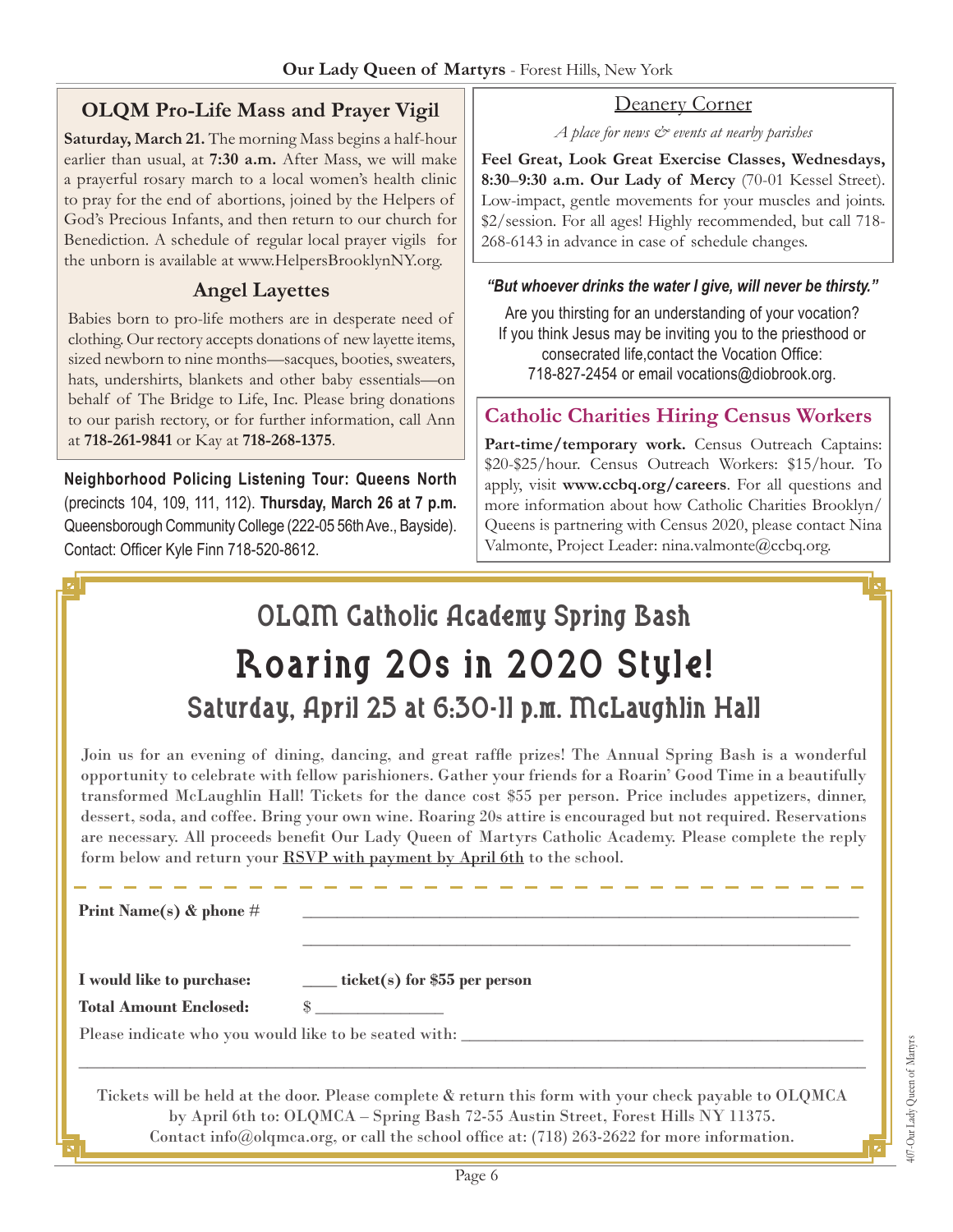## OLQM Pro-Life Mass and Prayer Vigil

**Saturday, March 21.** The morning Mass begins a half-hour earlier than usual, at **7:30 a.m.** After Mass, we will make a prayerful rosary march to a local women's health clinic to pray for the end of abortions, joined by the Helpers of God's Precious Infants, and then return to our church for Benediction. A schedule of regular local prayer vigils for the unborn is available at www.HelpersBrooklynNY.org.

## Angel Layettes

Babies born to pro-life mothers are in desperate need of clothing. Our rectory accepts donations of new layette items, sized newborn to nine months—sacques, booties, sweaters, hats, undershirts, blankets and other baby essentials—on behalf of The Bridge to Life, Inc. Please bring donations to our parish rectory, or for further information, call Ann at **718-261-9841** or Kay at **718-268-1375**.

**Neighborhood Policing Listening Tour: Queens North** (precincts 104, 109, 111, 112). **Thursday, March 26 at 7 p.m.** Queensborough Community College (222-05 56th Ave., Bayside). Contact: Officer Kyle Finn 718-520-8612.

## Deanery Corner

*A place for news & events at nearby parishes*

**Feel Great, Look Great Exercise Classes, Wednesdays, 8:30–9:30 a.m. Our Lady of Mercy** (70-01 Kessel Street). Low-impact, gentle movements for your muscles and joints. $2/session. For all ages! Highly recommended, but call 718-268-6143 in advance in case of schedule changes.

***"But whoever drinks the water I give, will never be thirsty."***

Are you thirsting for an understanding of your vocation? If you think Jesus may be inviting you to the priesthood or consecrated life,contact the Vocation Office: 718-827-2454 or email vocations@diobrook.org.

## Catholic Charities Hiring Census Workers

**Part-time/temporary work.** Census Outreach Captains: $20-$25/hour. Census Outreach Workers: $15/hour. To apply, visit **www.ccbq.org/careers**. For all questions and more information about how Catholic Charities Brooklyn/ Queens is partnering with Census 2020, please contact Nina Valmonte, Project Leader: nina.valmonte@ccbq.org.

## OLQM Catholic Academy Spring Bash

# Roaring 20s in 2020 Style!

### Saturday, April 25 at 6:30-11 p.m. McLaughlin Hall

Join us for an evening of dining, dancing, and great raffle prizes! The Annual Spring Bash is a wonderful opportunity to celebrate with fellow parishioners. Gather your friends for a Roarin' Good Time in a beautifully transformed McLaughlin Hall! Tickets for the dance cost $55 per person. Price includes appetizers, dinner, dessert, soda, and coffee. Bring your own wine. Roaring 20s attire is encouraged but not required. Reservations are necessary. All proceeds benefit Our Lady Queen of Martyrs Catholic Academy. Please complete the reply form below and return your RSVP with payment by April 6th to the school.

---

**Print Name(s) & phone #** ______________________________________________

______________________________________________

**I would like to purchase:** ____ **ticket(s) for $55 per person**

**Total Amount Enclosed:** $ _______________

Please indicate who you would like to be seated with: ______________________________________________

______________________________________________

Tickets will be held at the door. Please complete & return this form with your check payable to OLQMCA by April 6th to: OLQMCA – Spring Bash 72-55 Austin Street, Forest Hills NY 11375.
Contact info@olqmca.org, or call the school office at: (718) 263-2622 for more information.